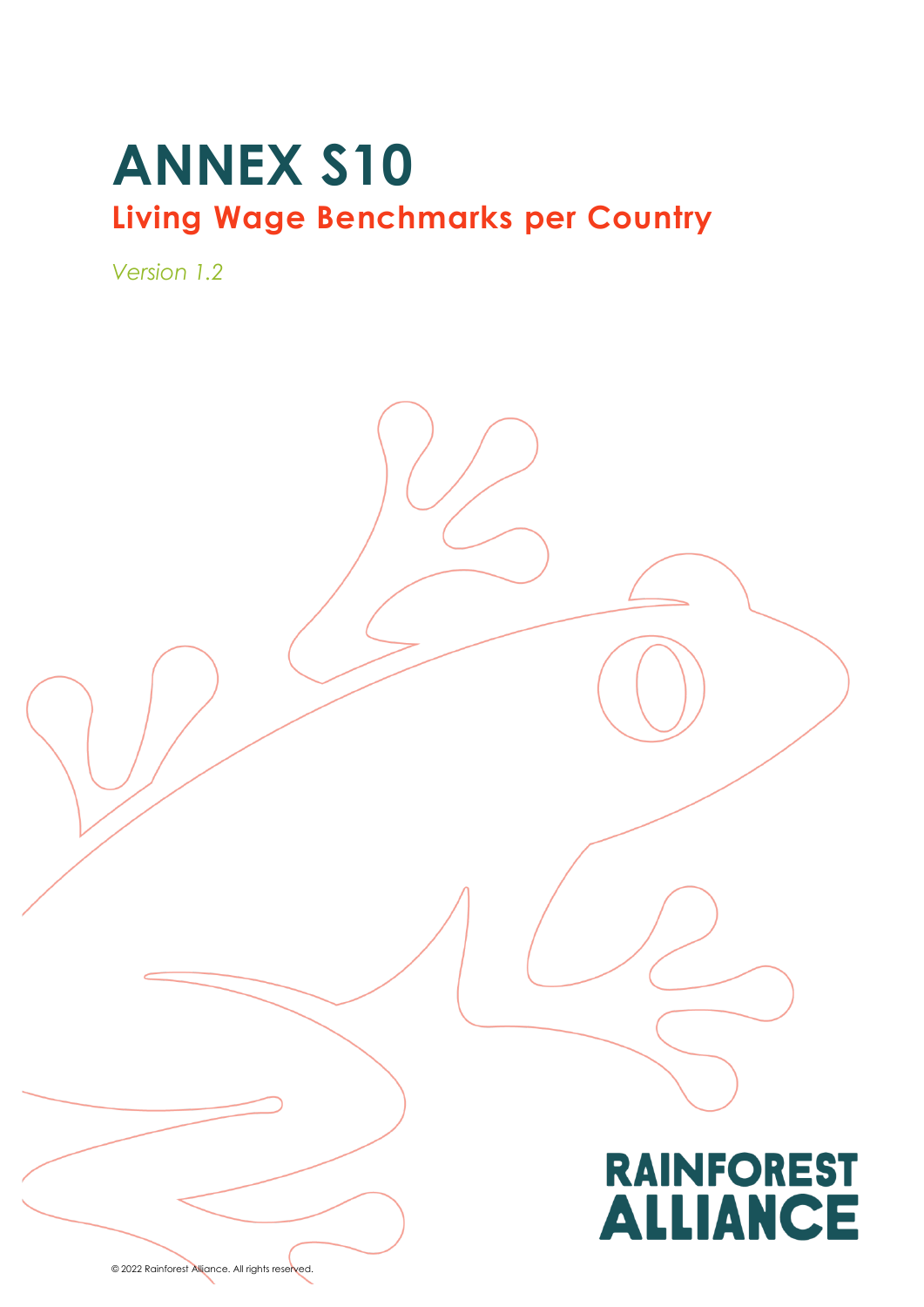# ANNEX S10

## Living Wage Benchmarks per Country

*Version 1.2*

RAINFOREST ALLIANCE

© 2022 Rainforest Alliance. All rights reserved.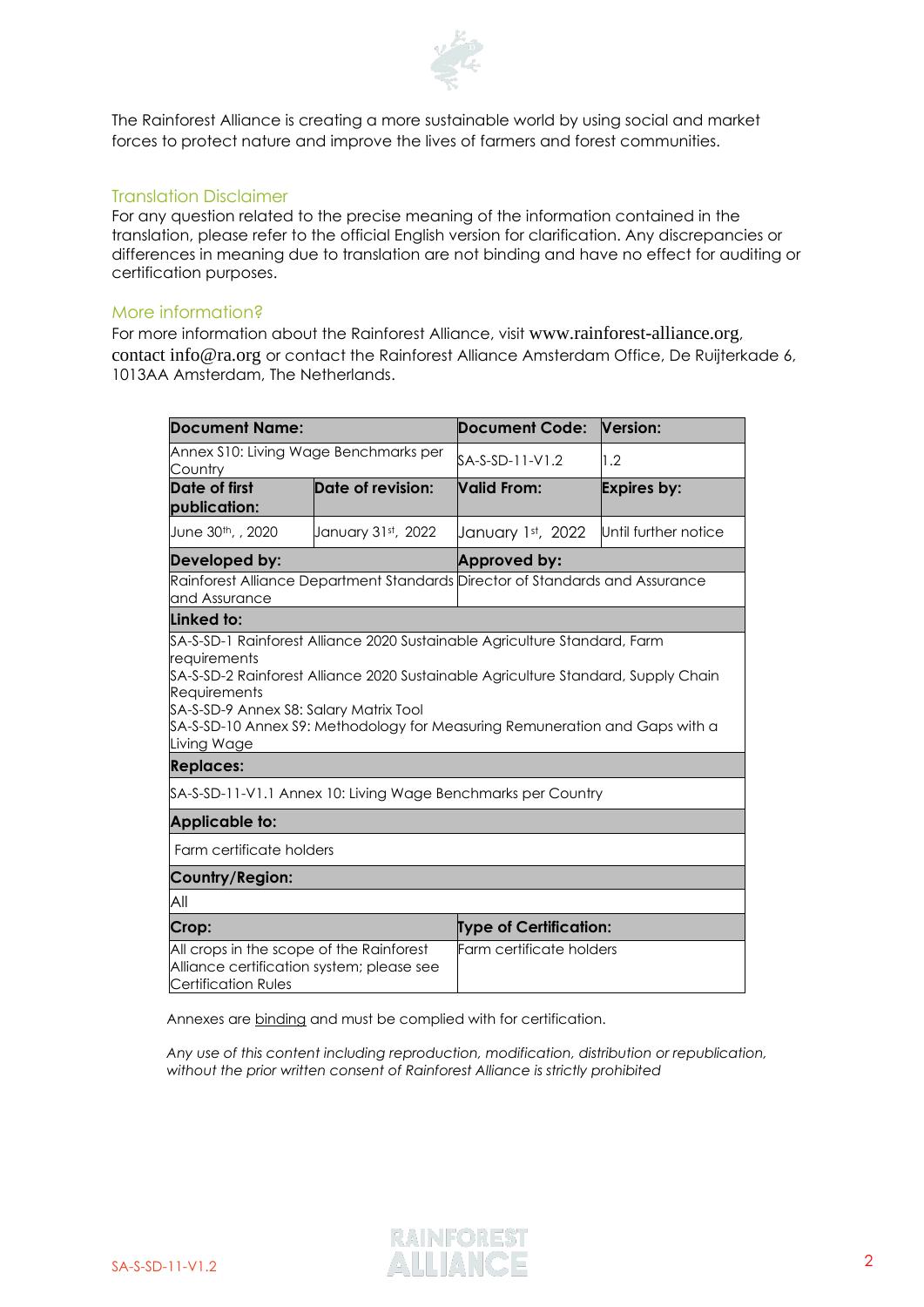The Rainforest Alliance is creating a more sustainable world by using social and market forces to protect nature and improve the lives of farmers and forest communities.

## Translation Disclaimer

For any question related to the precise meaning of the information contained in the translation, please refer to the official English version for clarification. Any discrepancies or differences in meaning due to translation are not binding and have no effect for auditing or certification purposes.

## More information?

For more information about the Rainforest Alliance, visit www.rainforest-alliance.org, contact info@ra.org or contact the Rainforest Alliance Amsterdam Office, De Ruijterkade 6, 1013AA Amsterdam, The Netherlands.

| **Document Name:** | | **Document Code:** | **Version:** |
|---|---|---|---|
| Annex S10: Living Wage Benchmarks per Country | | SA-S-SD-11-V1.2 | 1.2 |
| **Date of first publication:** | **Date of revision:** | **Valid From:** | **Expires by:** |
| June 30th, , 2020 | January 31st, 2022 | January 1st, 2022 | Until further notice |
| **Developed by:** | | **Approved by:** | |
| Rainforest Alliance Department Standards and Assurance | | Director of Standards and Assurance | |
| **Linked to:** | | | |
| SA-S-SD-1 Rainforest Alliance 2020 Sustainable Agriculture Standard, Farm requirements<br>SA-S-SD-2 Rainforest Alliance 2020 Sustainable Agriculture Standard, Supply Chain Requirements<br>SA-S-SD-9 Annex S8: Salary Matrix Tool<br>SA-S-SD-10 Annex S9: Methodology for Measuring Remuneration and Gaps with a Living Wage | | | |
| **Replaces:** | | | |
| SA-S-SD-11-V1.1 Annex 10: Living Wage Benchmarks per Country | | | |
| **Applicable to:** | | | |
| Farm certificate holders | | | |
| **Country/Region:** | | | |
| All | | | |
| **Crop:** | | **Type of Certification:** | |
| All crops in the scope of the Rainforest Alliance certification system; please see Certification Rules | | Farm certificate holders | |

Annexes are binding and must be complied with for certification.

*Any use of this content including reproduction, modification, distribution or republication, without the prior written consent of Rainforest Alliance is strictly prohibited*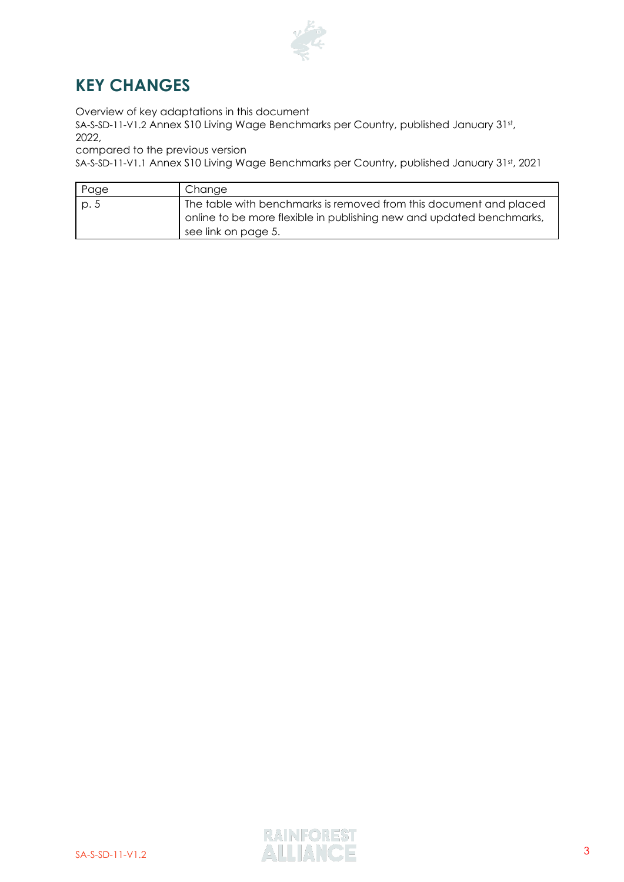# KEY CHANGES

Overview of key adaptations in this document

SA-S-SD-11-V1.2 Annex S10 Living Wage Benchmarks per Country, published January 31st, 2022,

compared to the previous version

SA-S-SD-11-V1.1 Annex S10 Living Wage Benchmarks per Country, published January 31st, 2021

| Page | Change |
|---|---|
| p. 5 | The table with benchmarks is removed from this document and placed online to be more flexible in publishing new and updated benchmarks, see link on page 5. |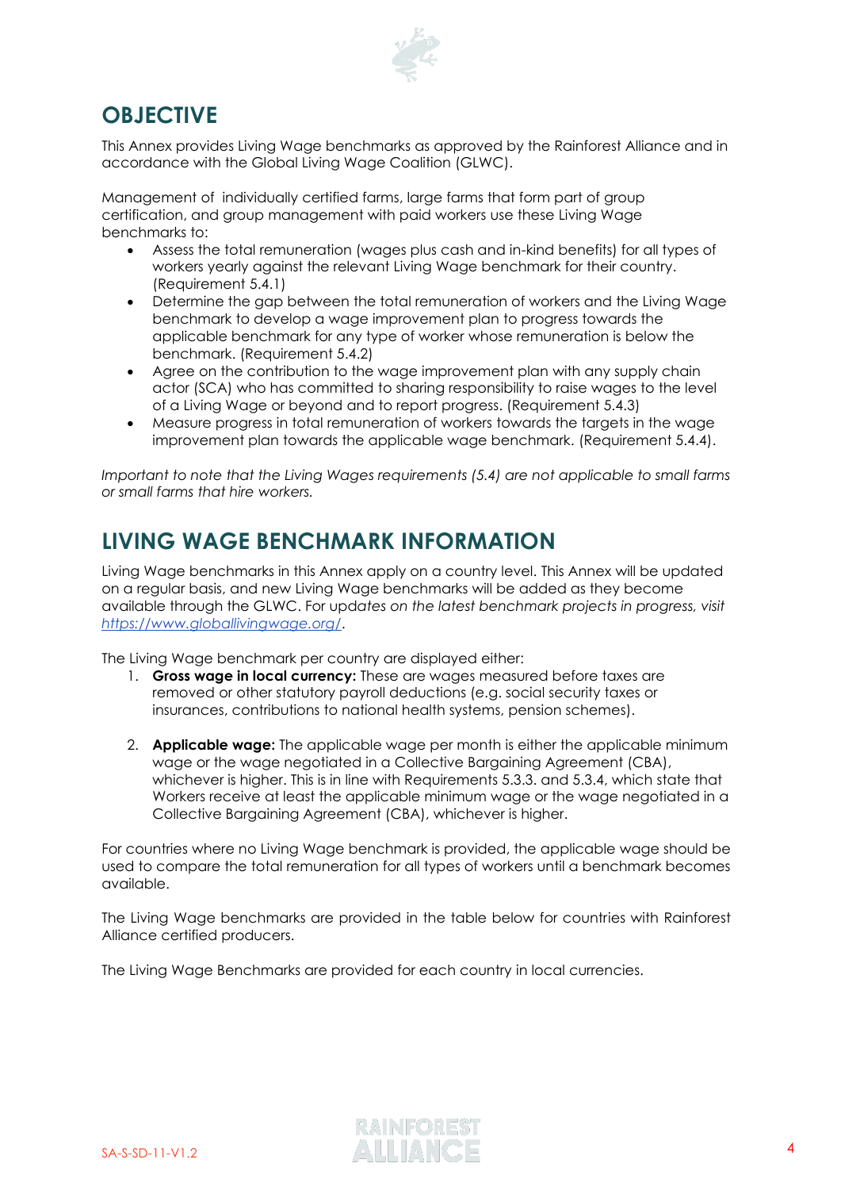## OBJECTIVE

This Annex provides Living Wage benchmarks as approved by the Rainforest Alliance and in accordance with the Global Living Wage Coalition (GLWC).

Management of individually certified farms, large farms that form part of group certification, and group management with paid workers use these Living Wage benchmarks to:

- Assess the total remuneration (wages plus cash and in-kind benefits) for all types of workers yearly against the relevant Living Wage benchmark for their country. (Requirement 5.4.1)
- Determine the gap between the total remuneration of workers and the Living Wage benchmark to develop a wage improvement plan to progress towards the applicable benchmark for any type of worker whose remuneration is below the benchmark. (Requirement 5.4.2)
- Agree on the contribution to the wage improvement plan with any supply chain actor (SCA) who has committed to sharing responsibility to raise wages to the level of a Living Wage or beyond and to report progress. (Requirement 5.4.3)
- Measure progress in total remuneration of workers towards the targets in the wage improvement plan towards the applicable wage benchmark. (Requirement 5.4.4).

*Important to note that the Living Wages requirements (5.4) are not applicable to small farms or small farms that hire workers.*

## LIVING WAGE BENCHMARK INFORMATION

Living Wage benchmarks in this Annex apply on a country level. This Annex will be updated on a regular basis, and new Living Wage benchmarks will be added as they become available through the GLWC. For upd*ates on the latest benchmark projects in progress, visit [https://www.globallivingwage.org/](https://www.globallivingwage.org/).*

The Living Wage benchmark per country are displayed either:

1. **Gross wage in local currency:** These are wages measured before taxes are removed or other statutory payroll deductions (e.g. social security taxes or insurances, contributions to national health systems, pension schemes).

2. **Applicable wage:** The applicable wage per month is either the applicable minimum wage or the wage negotiated in a Collective Bargaining Agreement (CBA), whichever is higher. This is in line with Requirements 5.3.3. and 5.3.4, which state that Workers receive at least the applicable minimum wage or the wage negotiated in a Collective Bargaining Agreement (CBA), whichever is higher.

For countries where no Living Wage benchmark is provided, the applicable wage should be used to compare the total remuneration for all types of workers until a benchmark becomes available.

The Living Wage benchmarks are provided in the table below for countries with Rainforest Alliance certified producers.

The Living Wage Benchmarks are provided for each country in local currencies.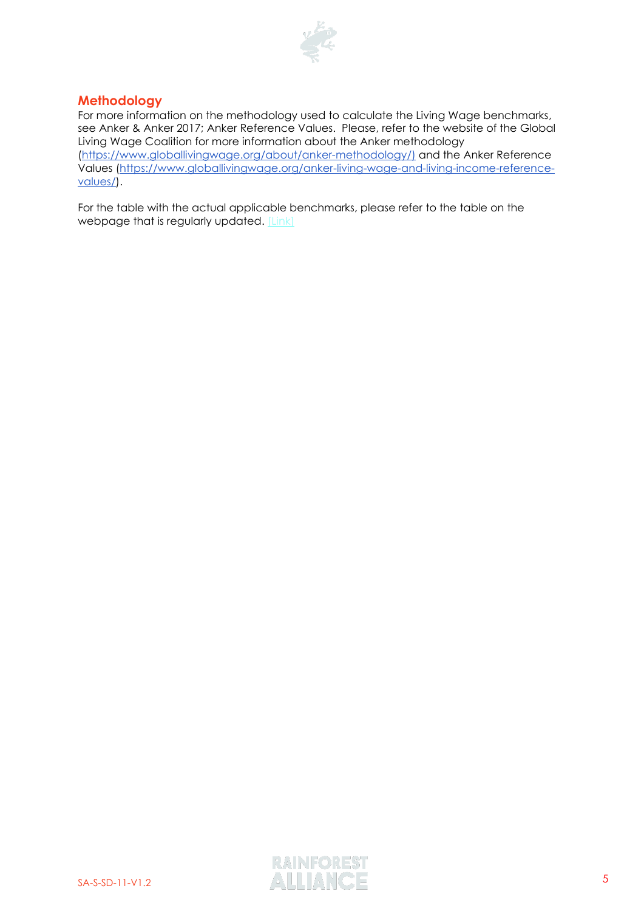## Methodology

For more information on the methodology used to calculate the Living Wage benchmarks, see Anker & Anker 2017; Anker Reference Values. Please, refer to the website of the Global Living Wage Coalition for more information about the Anker methodology (https://www.globallivingwage.org/about/anker-methodology/) and the Anker Reference Values (https://www.globallivingwage.org/anker-living-wage-and-living-income-reference-values/).

For the table with the actual applicable benchmarks, please refer to the table on the webpage that is regularly updated. [Link]